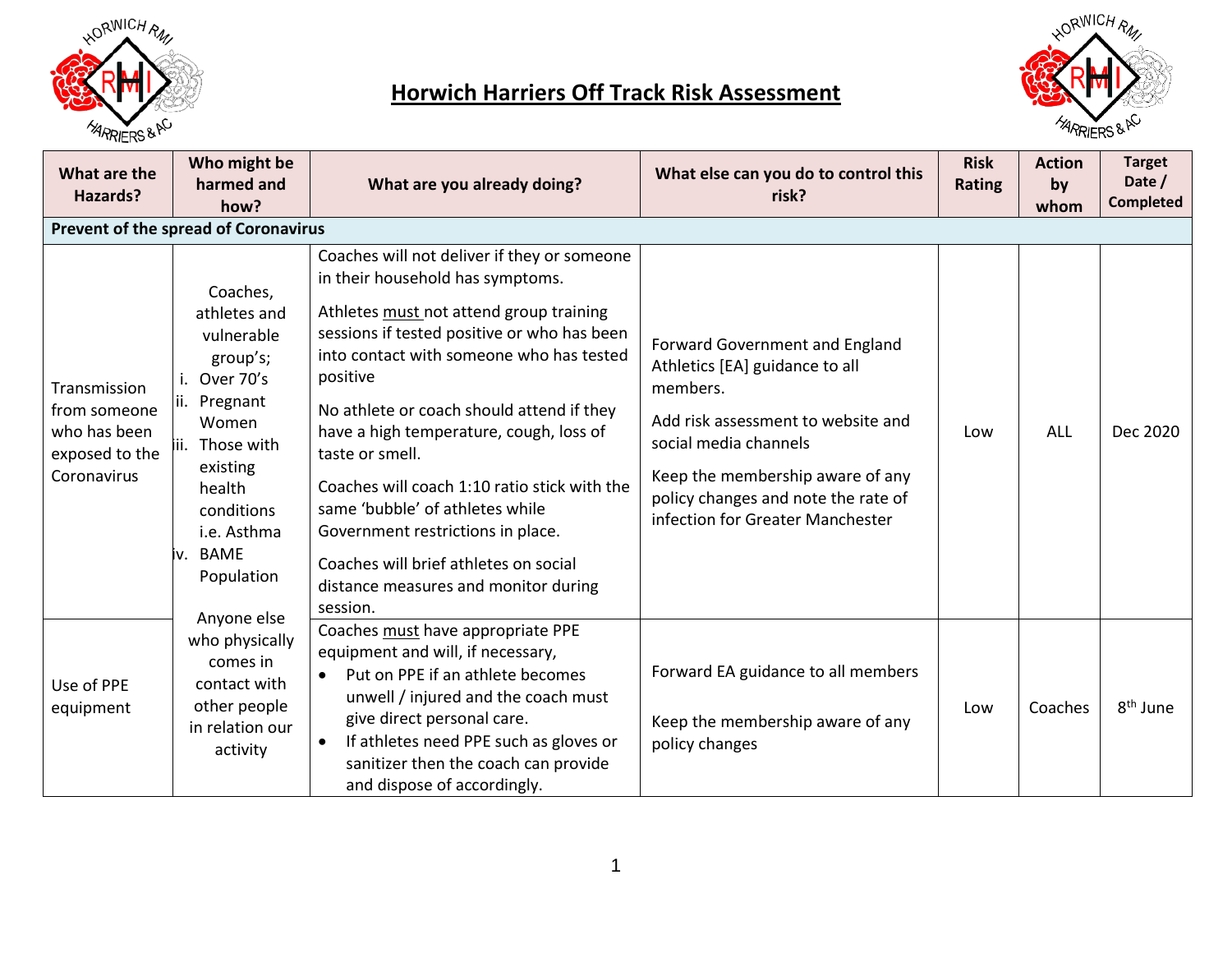# Horwich Harriers Off Track Risk Assessment

| What are the Hazards? | Who might be harmed and how? | What are you already doing? | What else can you do to control this risk? | Risk Rating | Action by whom | Target Date / Completed |
|---|---|---|---|---|---|---|
| **Prevent of the spread of Coronavirus** | | | | | | |
| Transmission from someone who has been exposed to the Coronavirus | Coaches, athletes and vulnerable group's; i. Over 70's ii. Pregnant Women iii. Those with existing health conditions i.e. Asthma iv. BAME Population<br><br>Anyone else who physically comes in contact with other people in relation our activity | Coaches will not deliver if they or someone in their household has symptoms.<br><br>Athletes must not attend group training sessions if tested positive or who has been into contact with someone who has tested positive<br><br>No athlete or coach should attend if they have a high temperature, cough, loss of taste or smell.<br><br>Coaches will coach 1:10 ratio stick with the same 'bubble' of athletes while Government restrictions in place.<br><br>Coaches will brief athletes on social distance measures and monitor during session. | Forward Government and England Athletics [EA] guidance to all members.<br><br>Add risk assessment to website and social media channels<br><br>Keep the membership aware of any policy changes and note the rate of infection for Greater Manchester | Low | ALL | Dec 2020 |
| Use of PPE equipment | | Coaches must have appropriate PPE equipment and will, if necessary,<br>• Put on PPE if an athlete becomes unwell / injured and the coach must give direct personal care.<br>• If athletes need PPE such as gloves or sanitizer then the coach can provide and dispose of accordingly. | Forward EA guidance to all members<br><br>Keep the membership aware of any policy changes | Low | Coaches | 8th June |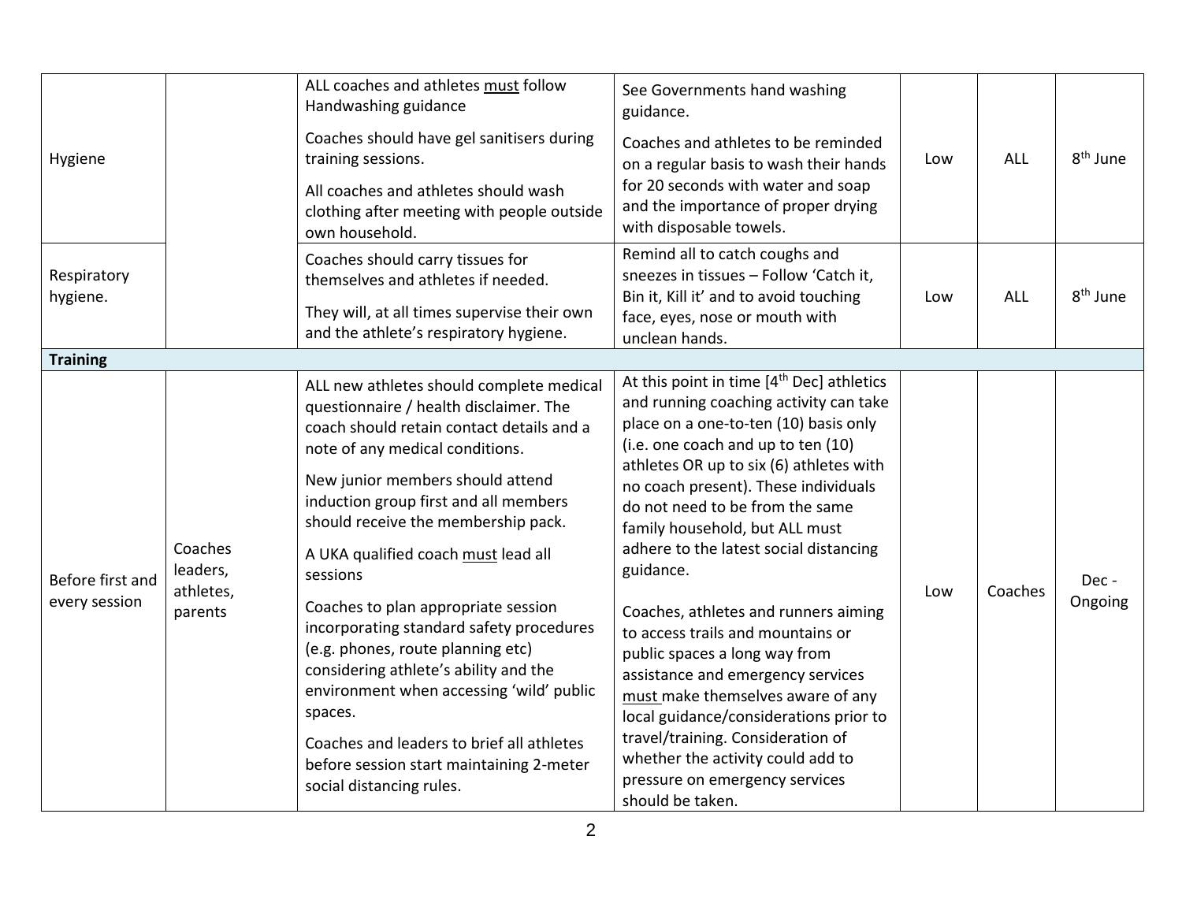| | | | | | | |
|---|---|---|---|---|---|---|
| Hygiene | | ALL coaches and athletes <u>must</u> follow Handwashing guidance<br><br>Coaches should have gel sanitisers during training sessions.<br><br>All coaches and athletes should wash clothing after meeting with people outside own household. | See Governments hand washing guidance.<br><br>Coaches and athletes to be reminded on a regular basis to wash their hands for 20 seconds with water and soap and the importance of proper drying with disposable towels. | Low | ALL | 8th June |
| Respiratory hygiene. | | Coaches should carry tissues for themselves and athletes if needed.<br><br>They will, at all times supervise their own and the athlete's respiratory hygiene. | Remind all to catch coughs and sneezes in tissues – Follow 'Catch it, Bin it, Kill it' and to avoid touching face, eyes, nose or mouth with unclean hands. | Low | ALL | 8th June |
| **Training** | | | | | | |
| Before first and every session | Coaches leaders, athletes, parents | ALL new athletes should complete medical questionnaire / health disclaimer. The coach should retain contact details and a note of any medical conditions.<br><br>New junior members should attend induction group first and all members should receive the membership pack.<br><br>A UKA qualified coach <u>must</u> lead all sessions<br><br>Coaches to plan appropriate session incorporating standard safety procedures (e.g. phones, route planning etc) considering athlete's ability and the environment when accessing 'wild' public spaces.<br><br>Coaches and leaders to brief all athletes before session start maintaining 2-meter social distancing rules. | At this point in time [4th Dec] athletics and running coaching activity can take place on a one-to-ten (10) basis only (i.e. one coach and up to ten (10) athletes OR up to six (6) athletes with no coach present). These individuals do not need to be from the same family household, but ALL must adhere to the latest social distancing guidance.<br><br>Coaches, athletes and runners aiming to access trails and mountains or public spaces a long way from assistance and emergency services <u>must</u> make themselves aware of any local guidance/considerations prior to travel/training. Consideration of whether the activity could add to pressure on emergency services should be taken. | Low | Coaches | Dec - Ongoing |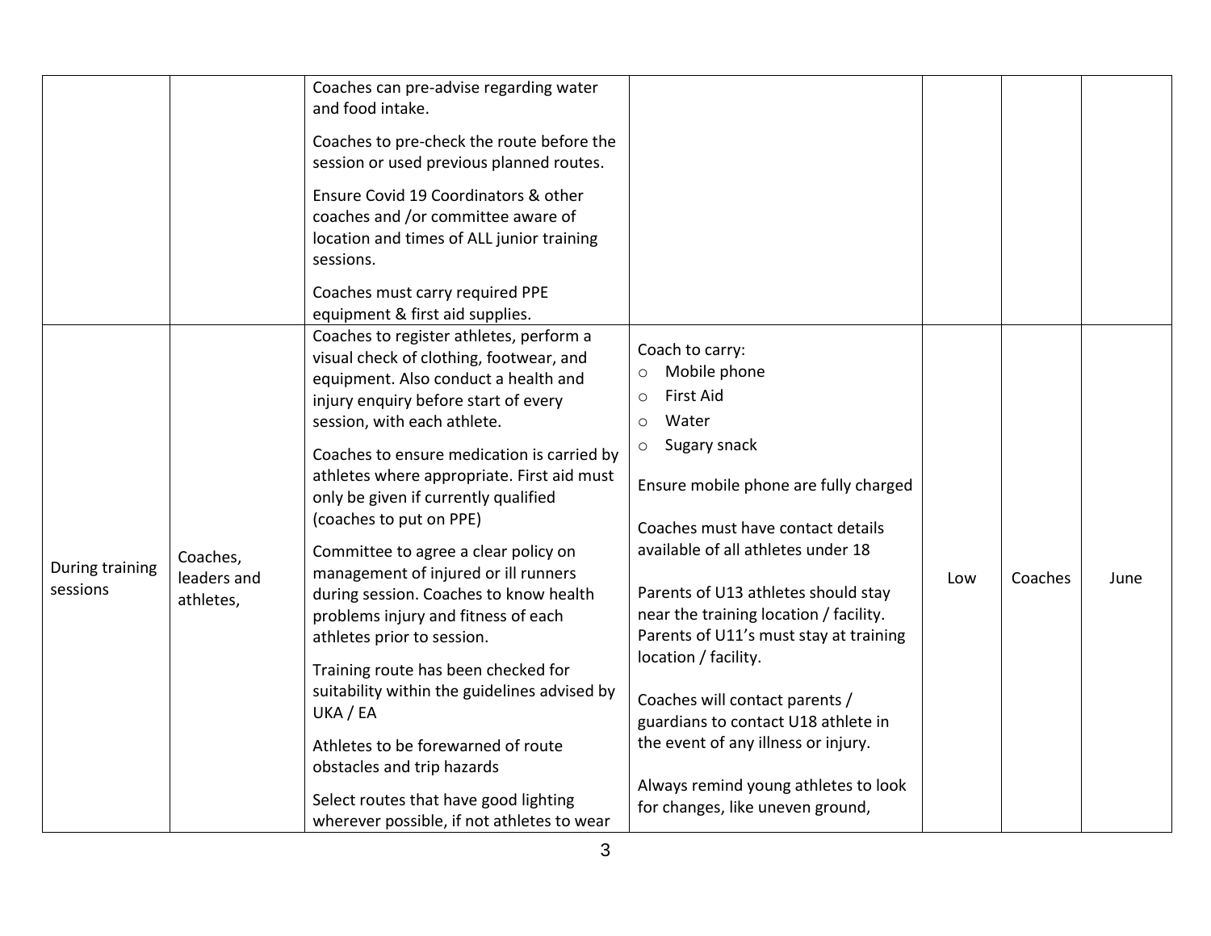| | | | | | | |
|---|---|---|---|---|---|---|
| | | Coaches can pre-advise regarding water and food intake.<br><br>Coaches to pre-check the route before the session or used previous planned routes.<br><br>Ensure Covid 19 Coordinators & other coaches and /or committee aware of location and times of ALL junior training sessions.<br><br>Coaches must carry required PPE equipment & first aid supplies. | | | | |
| During training sessions | Coaches, leaders and athletes, | Coaches to register athletes, perform a visual check of clothing, footwear, and equipment. Also conduct a health and injury enquiry before start of every session, with each athlete.<br><br>Coaches to ensure medication is carried by athletes where appropriate. First aid must only be given if currently qualified (coaches to put on PPE)<br><br>Committee to agree a clear policy on management of injured or ill runners during session. Coaches to know health problems injury and fitness of each athletes prior to session.<br><br>Training route has been checked for suitability within the guidelines advised by UKA / EA<br><br>Athletes to be forewarned of route obstacles and trip hazards<br><br>Select routes that have good lighting wherever possible, if not athletes to wear | Coach to carry:<br>○ Mobile phone<br>○ First Aid<br>○ Water<br>○ Sugary snack<br><br>Ensure mobile phone are fully charged<br><br>Coaches must have contact details available of all athletes under 18<br><br>Parents of U13 athletes should stay near the training location / facility. Parents of U11's must stay at training location / facility.<br><br>Coaches will contact parents / guardians to contact U18 athlete in the event of any illness or injury.<br><br>Always remind young athletes to look for changes, like uneven ground, | Low | Coaches | June |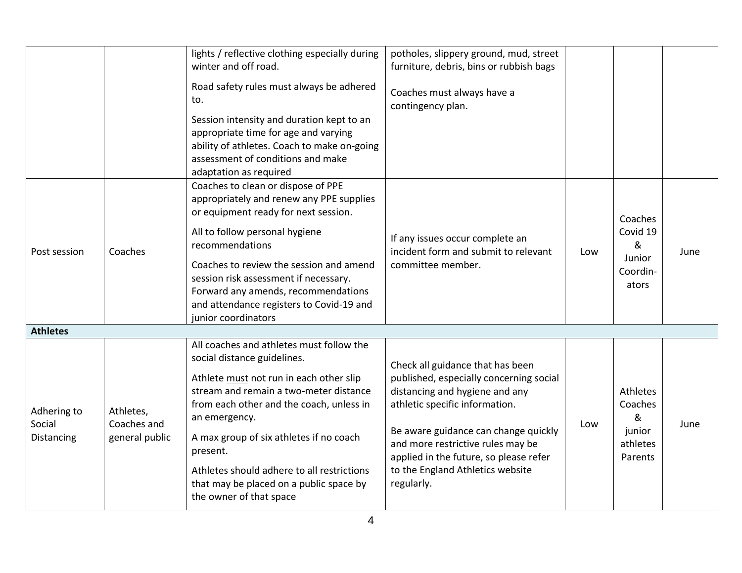| | | | | | | |
|---|---|---|---|---|---|---|
| | | lights / reflective clothing especially during winter and off road.<br><br>Road safety rules must always be adhered to.<br><br>Session intensity and duration kept to an appropriate time for age and varying ability of athletes. Coach to make on-going assessment of conditions and make adaptation as required | potholes, slippery ground, mud, street furniture, debris, bins or rubbish bags<br><br>Coaches must always have a contingency plan. | | | |
| Post session | Coaches | Coaches to clean or dispose of PPE appropriately and renew any PPE supplies or equipment ready for next session.<br><br>All to follow personal hygiene recommendations<br><br>Coaches to review the session and amend session risk assessment if necessary. Forward any amends, recommendations and attendance registers to Covid-19 and junior coordinators | If any issues occur complete an incident form and submit to relevant committee member. | Low | Coaches Covid 19 & Junior Coordin-ators | June |
| **Athletes** | | | | | | |
| Adhering to Social Distancing | Athletes, Coaches and general public | All coaches and athletes must follow the social distance guidelines.<br><br>Athlete <u>must</u> not run in each other slip stream and remain a two-meter distance from each other and the coach, unless in an emergency.<br><br>A max group of six athletes if no coach present.<br><br>Athletes should adhere to all restrictions that may be placed on a public space by the owner of that space | Check all guidance that has been published, especially concerning social distancing and hygiene and any athletic specific information.<br><br>Be aware guidance can change quickly and more restrictive rules may be applied in the future, so please refer to the England Athletics website regularly. | Low | Athletes Coaches & junior athletes Parents | June |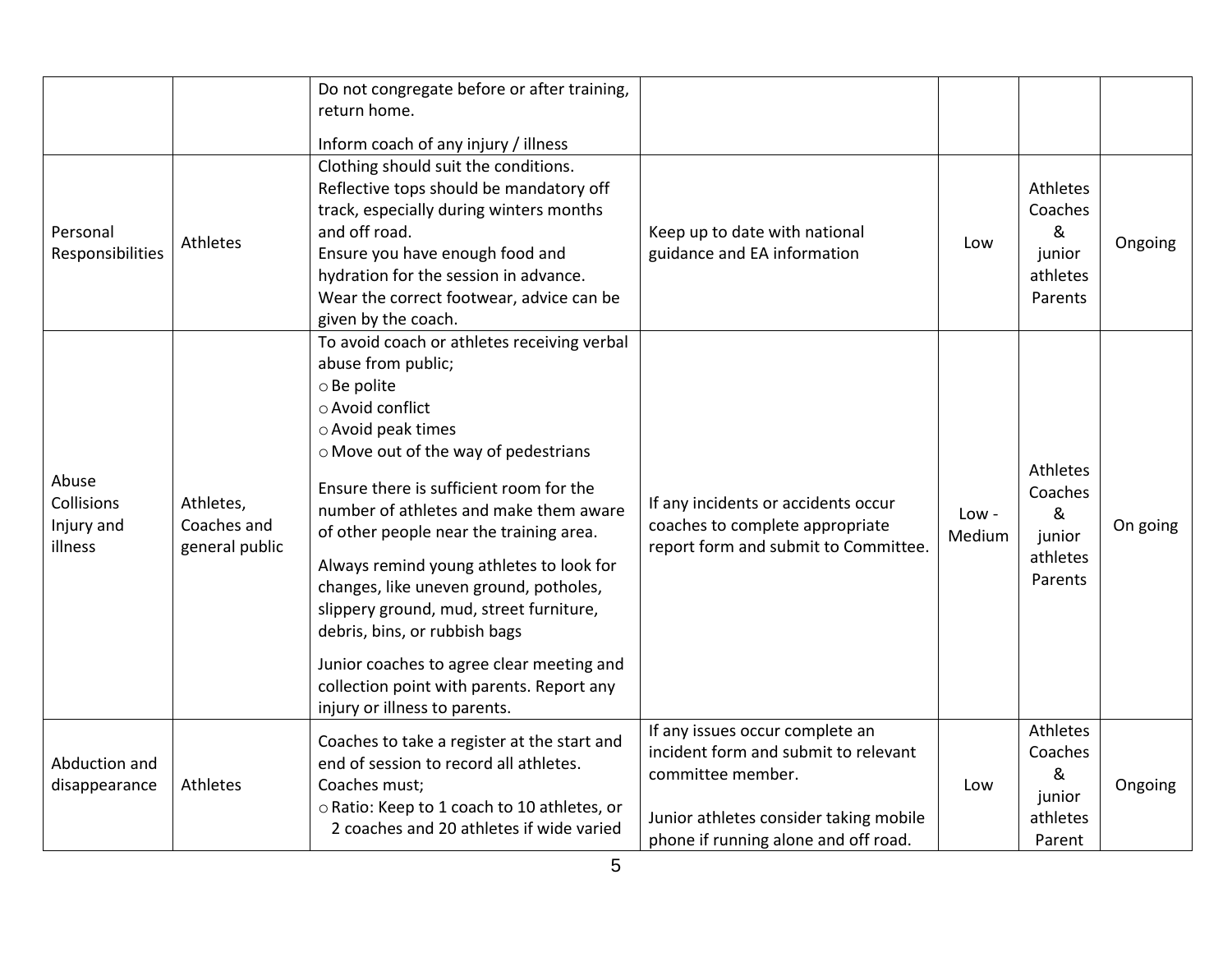| | | | | | | |
|---|---|---|---|---|---|---|
| | | Do not congregate before or after training, return home.<br><br>Inform coach of any injury / illness | | | | |
| Personal Responsibilities | Athletes | Clothing should suit the conditions.<br>Reflective tops should be mandatory off track, especially during winters months and off road.<br>Ensure you have enough food and hydration for the session in advance.<br>Wear the correct footwear, advice can be given by the coach. | Keep up to date with national guidance and EA information | Low | Athletes Coaches & junior athletes Parents | Ongoing |
| Abuse Collisions Injury and illness | Athletes, Coaches and general public | To avoid coach or athletes receiving verbal abuse from public;<br>○ Be polite<br>○ Avoid conflict<br>○ Avoid peak times<br>○ Move out of the way of pedestrians<br><br>Ensure there is sufficient room for the number of athletes and make them aware of other people near the training area.<br><br>Always remind young athletes to look for changes, like uneven ground, potholes, slippery ground, mud, street furniture, debris, bins, or rubbish bags<br><br>Junior coaches to agree clear meeting and collection point with parents. Report any injury or illness to parents. | If any incidents or accidents occur coaches to complete appropriate report form and submit to Committee. | Low - Medium | Athletes Coaches & junior athletes Parents | On going |
| Abduction and disappearance | Athletes | Coaches to take a register at the start and end of session to record all athletes.<br>Coaches must;<br>○ Ratio: Keep to 1 coach to 10 athletes, or 2 coaches and 20 athletes if wide varied | If any issues occur complete an incident form and submit to relevant committee member.<br><br>Junior athletes consider taking mobile phone if running alone and off road. | Low | Athletes Coaches & junior athletes Parent | Ongoing |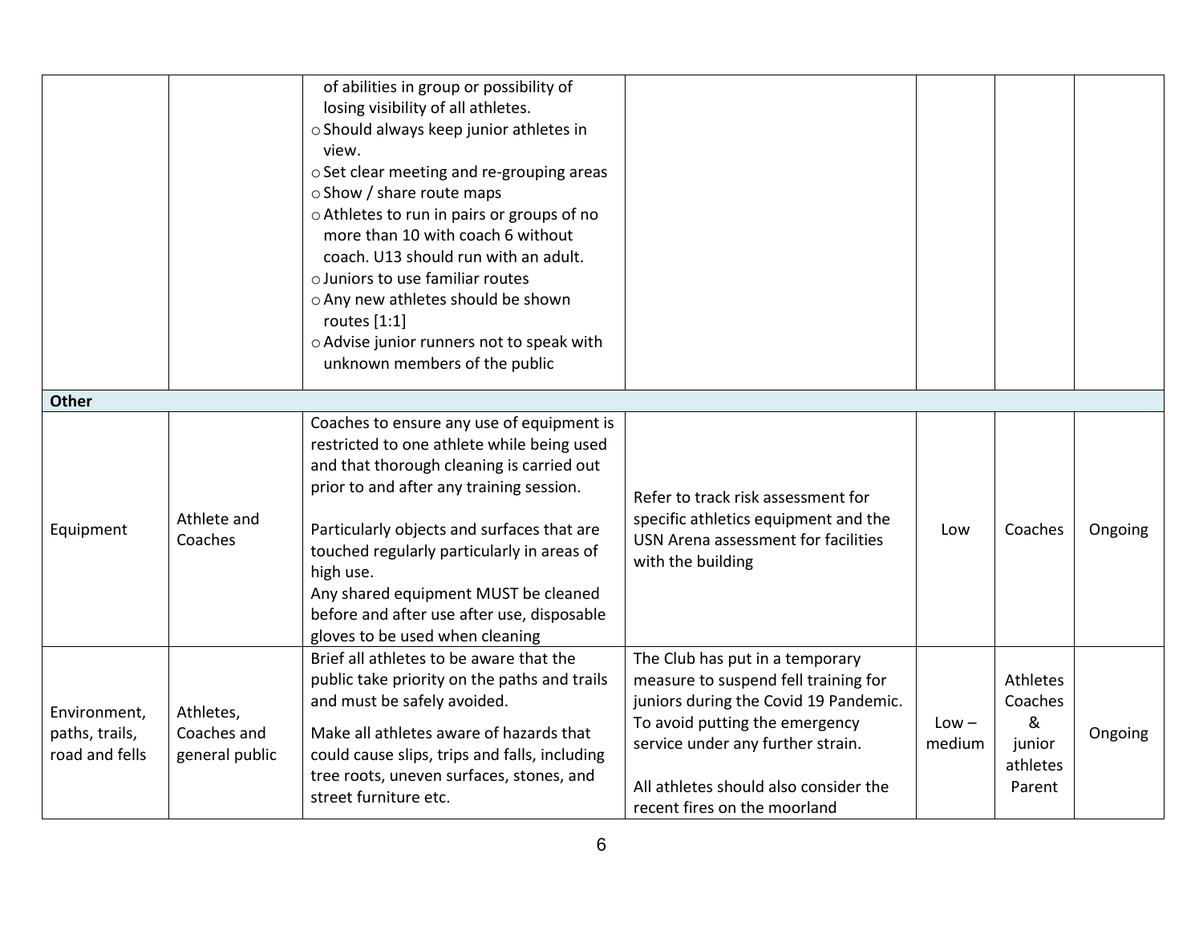| | | | | | | |
|---|---|---|---|---|---|---|
| | | of abilities in group or possibility of losing visibility of all athletes.<br>o Should always keep junior athletes in view.<br>o Set clear meeting and re-grouping areas<br>o Show / share route maps<br>o Athletes to run in pairs or groups of no more than 10 with coach 6 without coach. U13 should run with an adult.<br>o Juniors to use familiar routes<br>o Any new athletes should be shown routes [1:1]<br>o Advise junior runners not to speak with unknown members of the public | | | | |
| **Other** | | | | | | |
| Equipment | Athlete and Coaches | Coaches to ensure any use of equipment is restricted to one athlete while being used and that thorough cleaning is carried out prior to and after any training session.<br><br>Particularly objects and surfaces that are touched regularly particularly in areas of high use.<br>Any shared equipment MUST be cleaned before and after use after use, disposable gloves to be used when cleaning | Refer to track risk assessment for specific athletics equipment and the USN Arena assessment for facilities with the building | Low | Coaches | Ongoing |
| Environment, paths, trails, road and fells | Athletes, Coaches and general public | Brief all athletes to be aware that the public take priority on the paths and trails and must be safely avoided.<br><br>Make all athletes aware of hazards that could cause slips, trips and falls, including tree roots, uneven surfaces, stones, and street furniture etc. | The Club has put in a temporary measure to suspend fell training for juniors during the Covid 19 Pandemic. To avoid putting the emergency service under any further strain.<br><br>All athletes should also consider the recent fires on the moorland | Low – medium | Athletes Coaches & junior athletes Parent | Ongoing |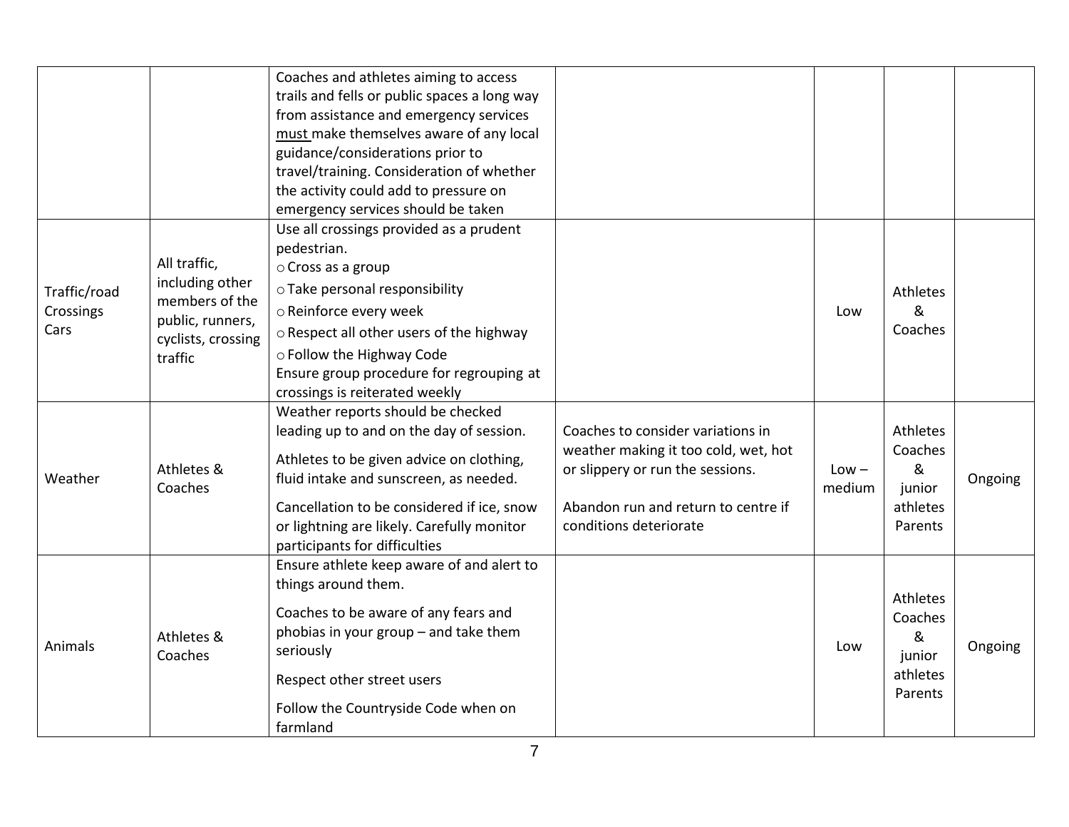| | | | | | | |
|---|---|---|---|---|---|---|
| | | Coaches and athletes aiming to access trails and fells or public spaces a long way from assistance and emergency services <u>must</u> make themselves aware of any local guidance/considerations prior to travel/training. Consideration of whether the activity could add to pressure on emergency services should be taken | | | | |
| Traffic/road Crossings Cars | All traffic, including other members of the public, runners, cyclists, crossing traffic | Use all crossings provided as a prudent pedestrian.<br>○ Cross as a group<br>○ Take personal responsibility<br>○ Reinforce every week<br>○ Respect all other users of the highway<br>○ Follow the Highway Code<br>Ensure group procedure for regrouping at crossings is reiterated weekly | | Low | Athletes & Coaches | |
| Weather | Athletes & Coaches | Weather reports should be checked leading up to and on the day of session.<br>Athletes to be given advice on clothing, fluid intake and sunscreen, as needed.<br>Cancellation to be considered if ice, snow or lightning are likely. Carefully monitor participants for difficulties | Coaches to consider variations in weather making it too cold, wet, hot or slippery or run the sessions.<br>Abandon run and return to centre if conditions deteriorate | Low – medium | Athletes Coaches & junior athletes Parents | Ongoing |
| Animals | Athletes & Coaches | Ensure athlete keep aware of and alert to things around them.<br>Coaches to be aware of any fears and phobias in your group – and take them seriously<br>Respect other street users<br>Follow the Countryside Code when on farmland | | Low | Athletes Coaches & junior athletes Parents | Ongoing |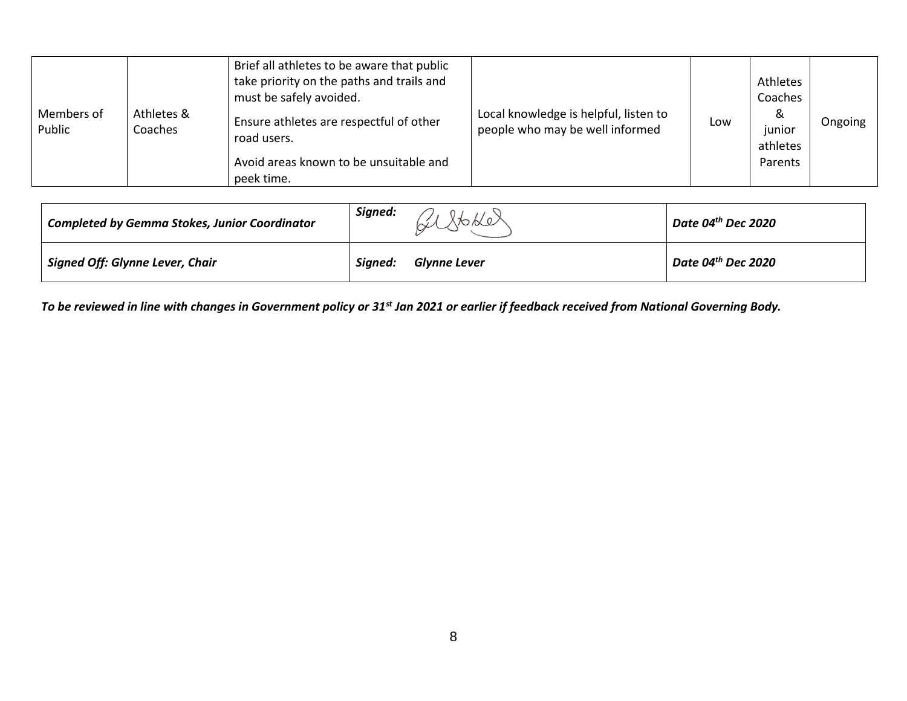| | | | | | | |
|---|---|---|---|---|---|---|
| Members of Public | Athletes & Coaches | Brief all athletes to be aware that public take priority on the paths and trails and must be safely avoided.<br>Ensure athletes are respectful of other road users.<br>Avoid areas known to be unsuitable and peek time. | Local knowledge is helpful, listen to people who may be well informed | Low | Athletes Coaches & junior athletes Parents | Ongoing |

| | | |
|---|---|---|
| ***Completed by Gemma Stokes, Junior Coordinator*** | ***Signed:*** | ***Date 04th Dec 2020*** |
| ***Signed Off: Glynne Lever, Chair*** | ***Signed: Glynne Lever*** | ***Date 04th Dec 2020*** |

***To be reviewed in line with changes in Government policy or 31st Jan 2021 or earlier if feedback received from National Governing Body.***